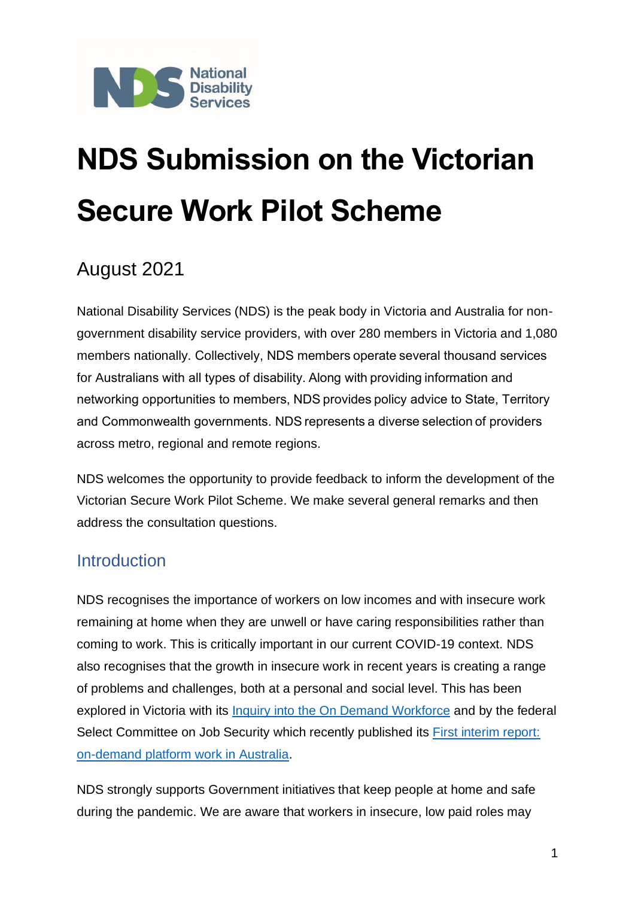# NDS Submission on the Victorian Secure Work Pilot Scheme

## August 2021

National Disability Services (NDS) is the peak body in Victoria and Australia for non-government disability service providers, with over 280 members in Victoria and 1,080 members nationally. Collectively, NDS members operate several thousand services for Australians with all types of disability. Along with providing information and networking opportunities to members, NDS provides policy advice to State, Territory and Commonwealth governments. NDS represents a diverse selection of providers across metro, regional and remote regions.

NDS welcomes the opportunity to provide feedback to inform the development of the Victorian Secure Work Pilot Scheme. We make several general remarks and then address the consultation questions.

## Introduction

NDS recognises the importance of workers on low incomes and with insecure work remaining at home when they are unwell or have caring responsibilities rather than coming to work. This is critically important in our current COVID-19 context. NDS also recognises that the growth in insecure work in recent years is creating a range of problems and challenges, both at a personal and social level. This has been explored in Victoria with its Inquiry into the On Demand Workforce and by the federal Select Committee on Job Security which recently published its First interim report: on-demand platform work in Australia.

NDS strongly supports Government initiatives that keep people at home and safe during the pandemic. We are aware that workers in insecure, low paid roles may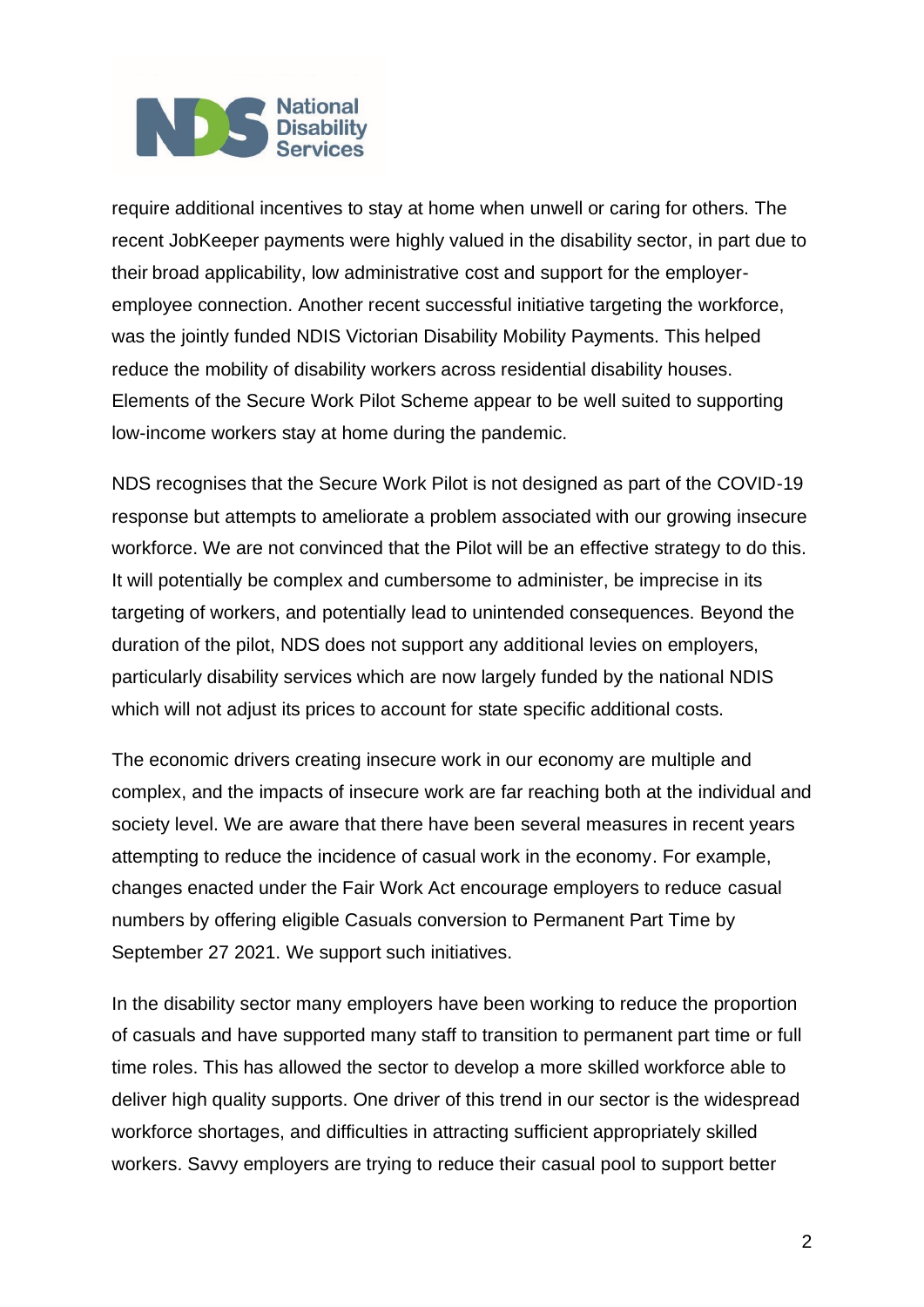require additional incentives to stay at home when unwell or caring for others. The recent JobKeeper payments were highly valued in the disability sector, in part due to their broad applicability, low administrative cost and support for the employer-employee connection. Another recent successful initiative targeting the workforce, was the jointly funded NDIS Victorian Disability Mobility Payments. This helped reduce the mobility of disability workers across residential disability houses. Elements of the Secure Work Pilot Scheme appear to be well suited to supporting low-income workers stay at home during the pandemic.

NDS recognises that the Secure Work Pilot is not designed as part of the COVID-19 response but attempts to ameliorate a problem associated with our growing insecure workforce. We are not convinced that the Pilot will be an effective strategy to do this. It will potentially be complex and cumbersome to administer, be imprecise in its targeting of workers, and potentially lead to unintended consequences. Beyond the duration of the pilot, NDS does not support any additional levies on employers, particularly disability services which are now largely funded by the national NDIS which will not adjust its prices to account for state specific additional costs.

The economic drivers creating insecure work in our economy are multiple and complex, and the impacts of insecure work are far reaching both at the individual and society level. We are aware that there have been several measures in recent years attempting to reduce the incidence of casual work in the economy. For example, changes enacted under the Fair Work Act encourage employers to reduce casual numbers by offering eligible Casuals conversion to Permanent Part Time by September 27 2021. We support such initiatives.

In the disability sector many employers have been working to reduce the proportion of casuals and have supported many staff to transition to permanent part time or full time roles. This has allowed the sector to develop a more skilled workforce able to deliver high quality supports. One driver of this trend in our sector is the widespread workforce shortages, and difficulties in attracting sufficient appropriately skilled workers. Savvy employers are trying to reduce their casual pool to support better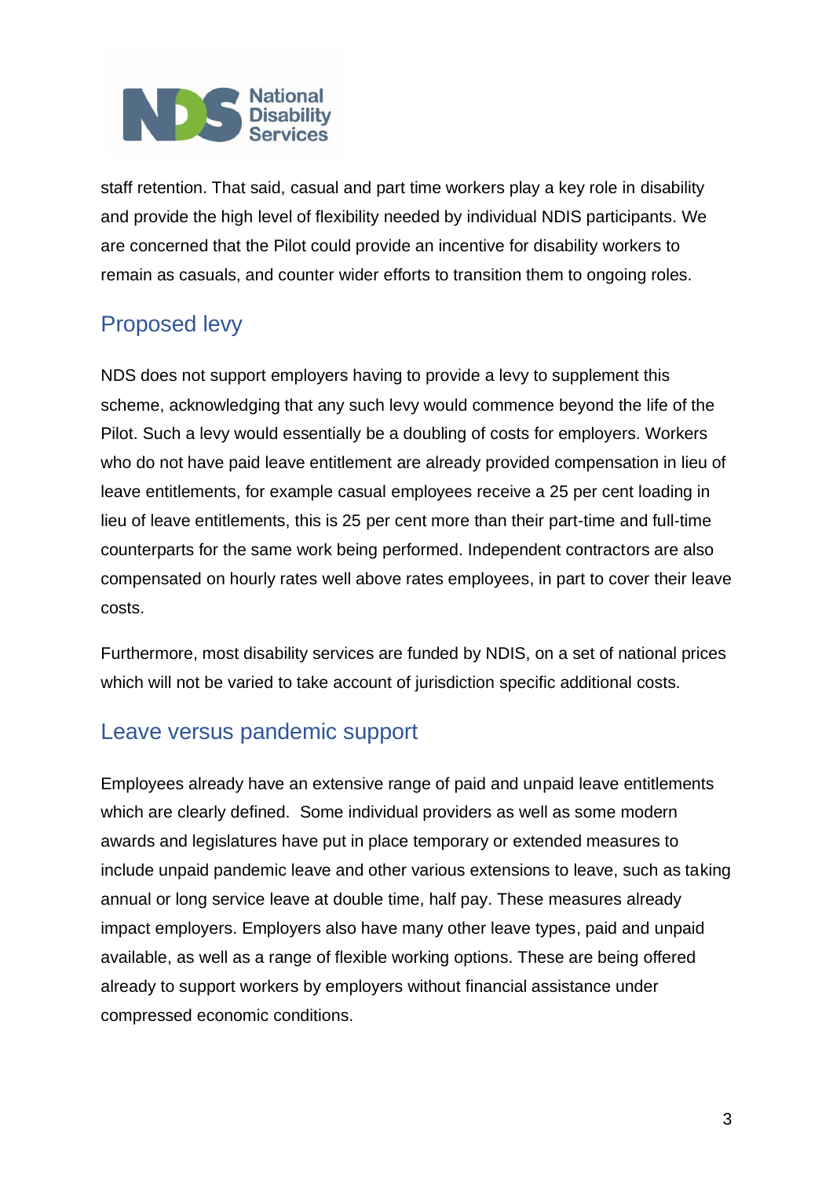staff retention. That said, casual and part time workers play a key role in disability and provide the high level of flexibility needed by individual NDIS participants. We are concerned that the Pilot could provide an incentive for disability workers to remain as casuals, and counter wider efforts to transition them to ongoing roles.

## Proposed levy

NDS does not support employers having to provide a levy to supplement this scheme, acknowledging that any such levy would commence beyond the life of the Pilot. Such a levy would essentially be a doubling of costs for employers. Workers who do not have paid leave entitlement are already provided compensation in lieu of leave entitlements, for example casual employees receive a 25 per cent loading in lieu of leave entitlements, this is 25 per cent more than their part-time and full-time counterparts for the same work being performed. Independent contractors are also compensated on hourly rates well above rates employees, in part to cover their leave costs.

Furthermore, most disability services are funded by NDIS, on a set of national prices which will not be varied to take account of jurisdiction specific additional costs.

## Leave versus pandemic support

Employees already have an extensive range of paid and unpaid leave entitlements which are clearly defined. Some individual providers as well as some modern awards and legislatures have put in place temporary or extended measures to include unpaid pandemic leave and other various extensions to leave, such as taking annual or long service leave at double time, half pay. These measures already impact employers. Employers also have many other leave types, paid and unpaid available, as well as a range of flexible working options. These are being offered already to support workers by employers without financial assistance under compressed economic conditions.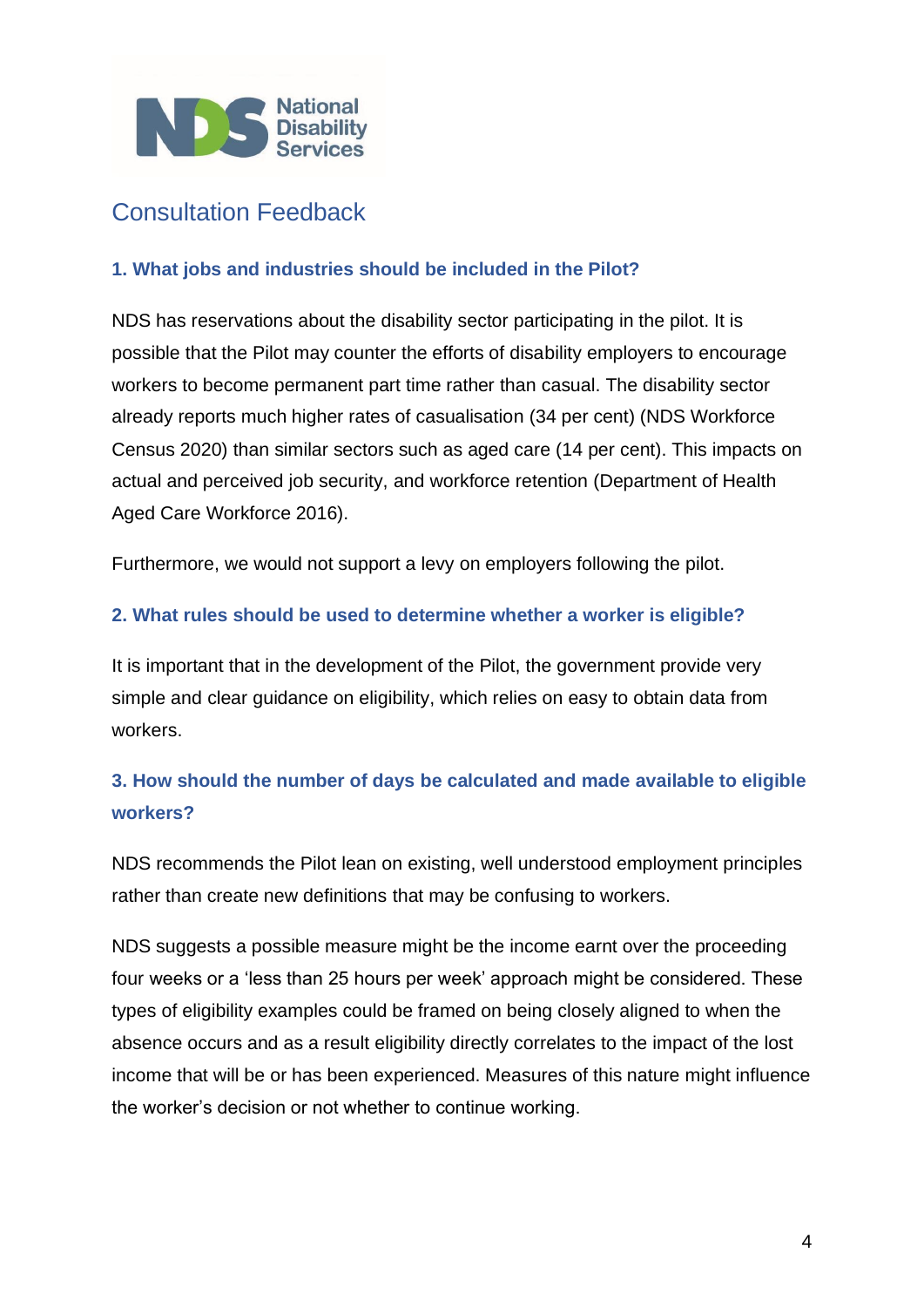# Consultation Feedback

### 1. What jobs and industries should be included in the Pilot?

NDS has reservations about the disability sector participating in the pilot. It is possible that the Pilot may counter the efforts of disability employers to encourage workers to become permanent part time rather than casual. The disability sector already reports much higher rates of casualisation (34 per cent) (NDS Workforce Census 2020) than similar sectors such as aged care (14 per cent). This impacts on actual and perceived job security, and workforce retention (Department of Health Aged Care Workforce 2016).

Furthermore, we would not support a levy on employers following the pilot.

### 2. What rules should be used to determine whether a worker is eligible?

It is important that in the development of the Pilot, the government provide very simple and clear guidance on eligibility, which relies on easy to obtain data from workers.

### 3. How should the number of days be calculated and made available to eligible workers?

NDS recommends the Pilot lean on existing, well understood employment principles rather than create new definitions that may be confusing to workers.

NDS suggests a possible measure might be the income earnt over the proceeding four weeks or a 'less than 25 hours per week' approach might be considered. These types of eligibility examples could be framed on being closely aligned to when the absence occurs and as a result eligibility directly correlates to the impact of the lost income that will be or has been experienced. Measures of this nature might influence the worker's decision or not whether to continue working.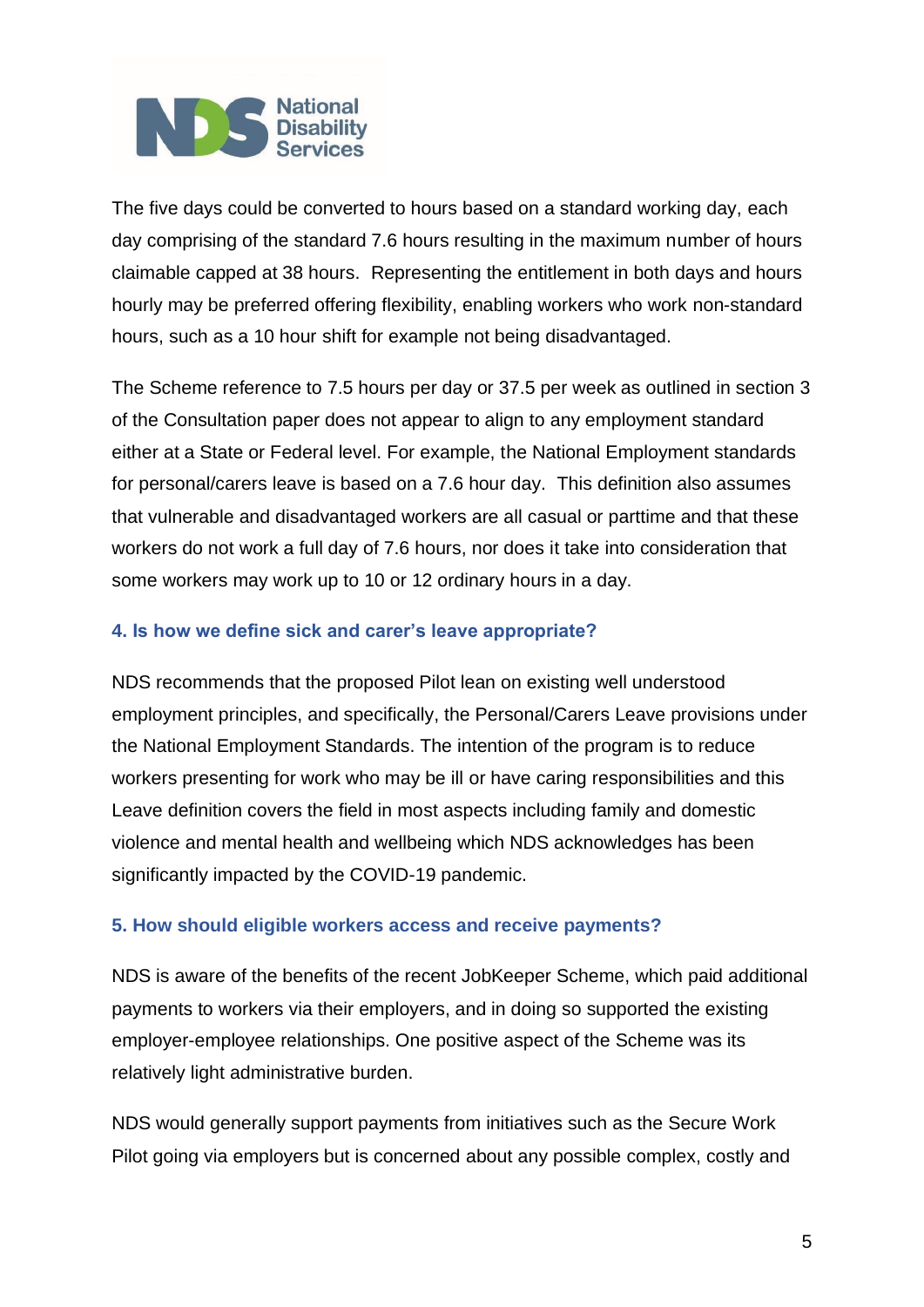The five days could be converted to hours based on a standard working day, each day comprising of the standard 7.6 hours resulting in the maximum number of hours claimable capped at 38 hours. Representing the entitlement in both days and hours hourly may be preferred offering flexibility, enabling workers who work non-standard hours, such as a 10 hour shift for example not being disadvantaged.

The Scheme reference to 7.5 hours per day or 37.5 per week as outlined in section 3 of the Consultation paper does not appear to align to any employment standard either at a State or Federal level. For example, the National Employment standards for personal/carers leave is based on a 7.6 hour day. This definition also assumes that vulnerable and disadvantaged workers are all casual or parttime and that these workers do not work a full day of 7.6 hours, nor does it take into consideration that some workers may work up to 10 or 12 ordinary hours in a day.

### 4. Is how we define sick and carer's leave appropriate?

NDS recommends that the proposed Pilot lean on existing well understood employment principles, and specifically, the Personal/Carers Leave provisions under the National Employment Standards. The intention of the program is to reduce workers presenting for work who may be ill or have caring responsibilities and this Leave definition covers the field in most aspects including family and domestic violence and mental health and wellbeing which NDS acknowledges has been significantly impacted by the COVID-19 pandemic.

### 5. How should eligible workers access and receive payments?

NDS is aware of the benefits of the recent JobKeeper Scheme, which paid additional payments to workers via their employers, and in doing so supported the existing employer-employee relationships. One positive aspect of the Scheme was its relatively light administrative burden.

NDS would generally support payments from initiatives such as the Secure Work Pilot going via employers but is concerned about any possible complex, costly and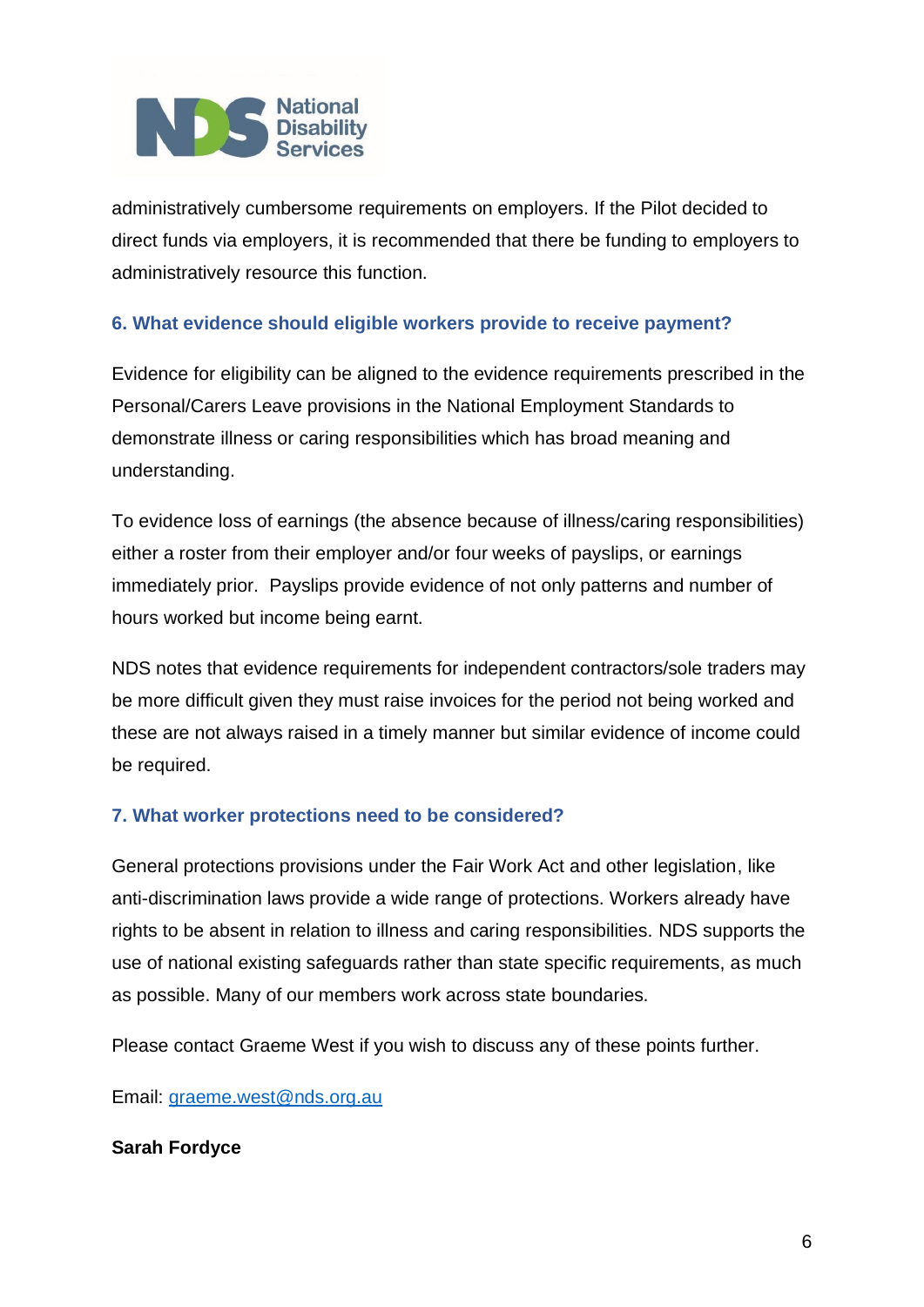administratively cumbersome requirements on employers. If the Pilot decided to direct funds via employers, it is recommended that there be funding to employers to administratively resource this function.

### 6. What evidence should eligible workers provide to receive payment?

Evidence for eligibility can be aligned to the evidence requirements prescribed in the Personal/Carers Leave provisions in the National Employment Standards to demonstrate illness or caring responsibilities which has broad meaning and understanding.

To evidence loss of earnings (the absence because of illness/caring responsibilities) either a roster from their employer and/or four weeks of payslips, or earnings immediately prior. Payslips provide evidence of not only patterns and number of hours worked but income being earnt.

NDS notes that evidence requirements for independent contractors/sole traders may be more difficult given they must raise invoices for the period not being worked and these are not always raised in a timely manner but similar evidence of income could be required.

### 7. What worker protections need to be considered?

General protections provisions under the Fair Work Act and other legislation, like anti-discrimination laws provide a wide range of protections. Workers already have rights to be absent in relation to illness and caring responsibilities. NDS supports the use of national existing safeguards rather than state specific requirements, as much as possible. Many of our members work across state boundaries.

Please contact Graeme West if you wish to discuss any of these points further.

Email: graeme.west@nds.org.au

**Sarah Fordyce**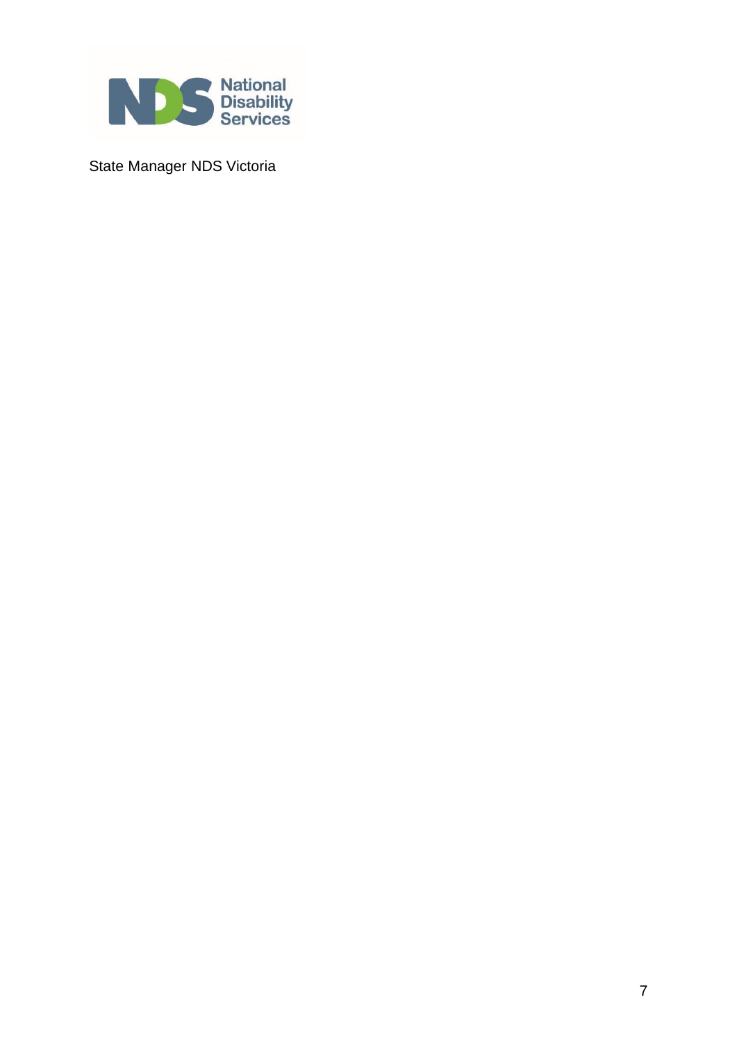State Manager NDS Victoria